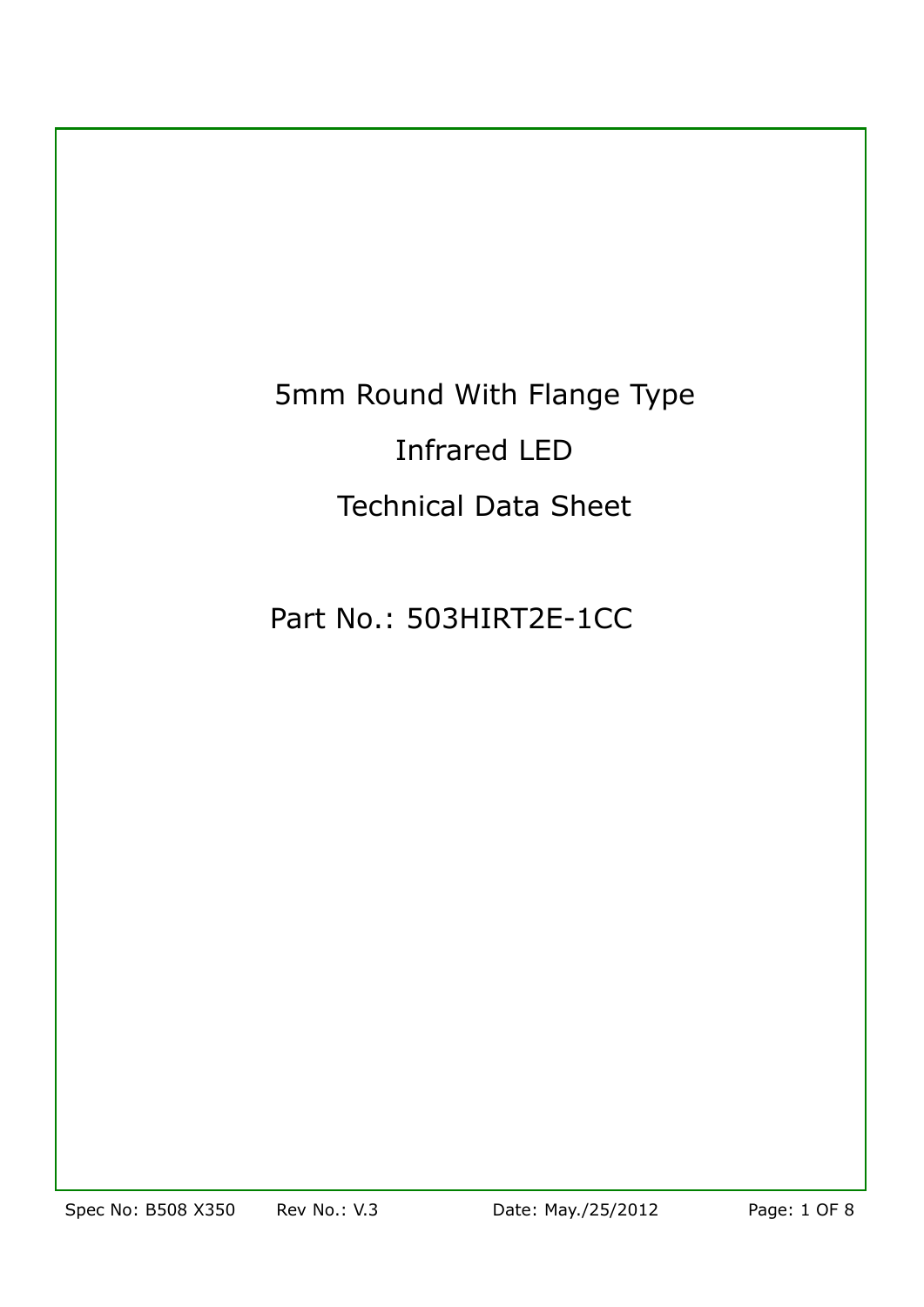# 5mm Round With Flange Type

# Infrared LED

# Technical Data Sheet

## Part No.: 503HIRT2E-1CC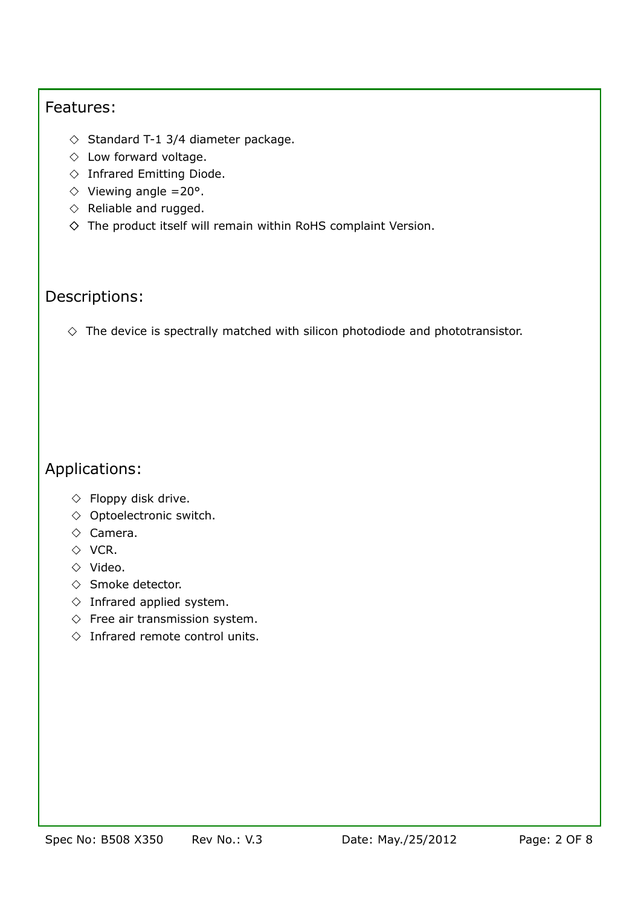## Features:

- ◇ Standard T-1 3/4 diameter package.
- ◇ Low forward voltage.
- ◇ Infrared Emitting Diode.
- ◇ Viewing angle =20°.
- ◇ Reliable and rugged.
- ◇ The product itself will remain within RoHS complaint Version.

## Descriptions:

- ◇ The device is spectrally matched with silicon photodiode and phototransistor.

## Applications:

- ◇ Floppy disk drive.
- ◇ Optoelectronic switch.
- ◇ Camera.
- ◇ VCR.
- ◇ Video.
- ◇ Smoke detector.
- ◇ Infrared applied system.
- ◇ Free air transmission system.
- ◇ Infrared remote control units.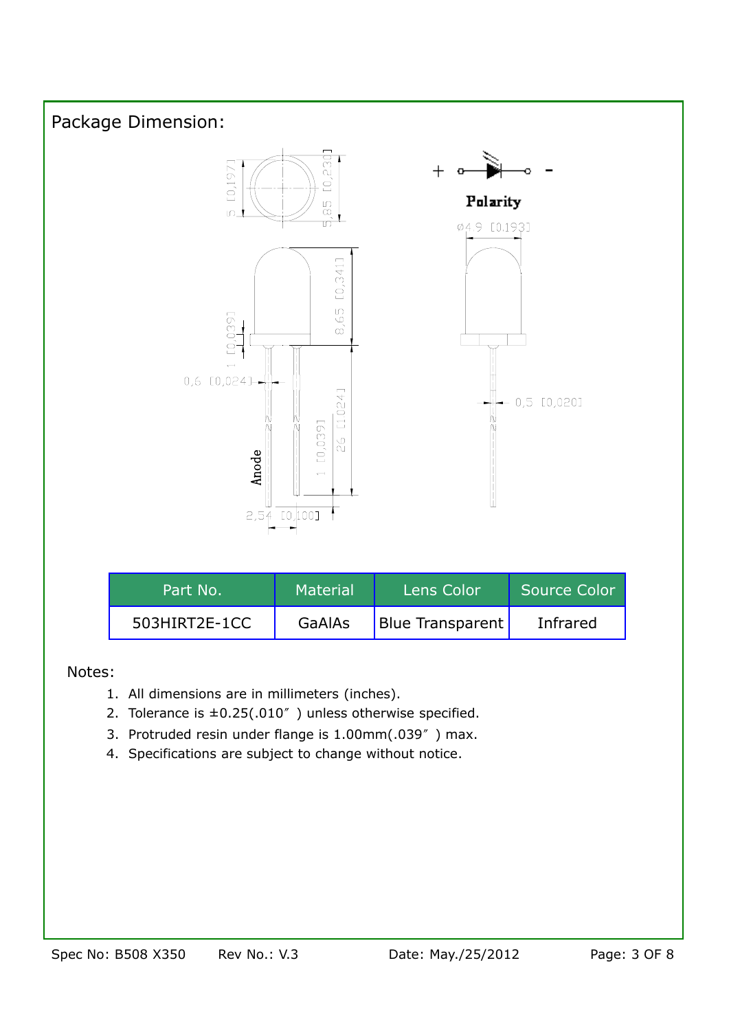## Package Dimension:

| Part No. | Material | Lens Color | Source Color |
|---|---|---|---|
| 503HIRT2E-1CC | GaAlAs | Blue Transparent | Infrared |

Notes:

1. All dimensions are in millimeters (inches).
2. Tolerance is ±0.25(.010″ ) unless otherwise specified.
3. Protruded resin under flange is 1.00mm(.039″ ) max.
4. Specifications are subject to change without notice.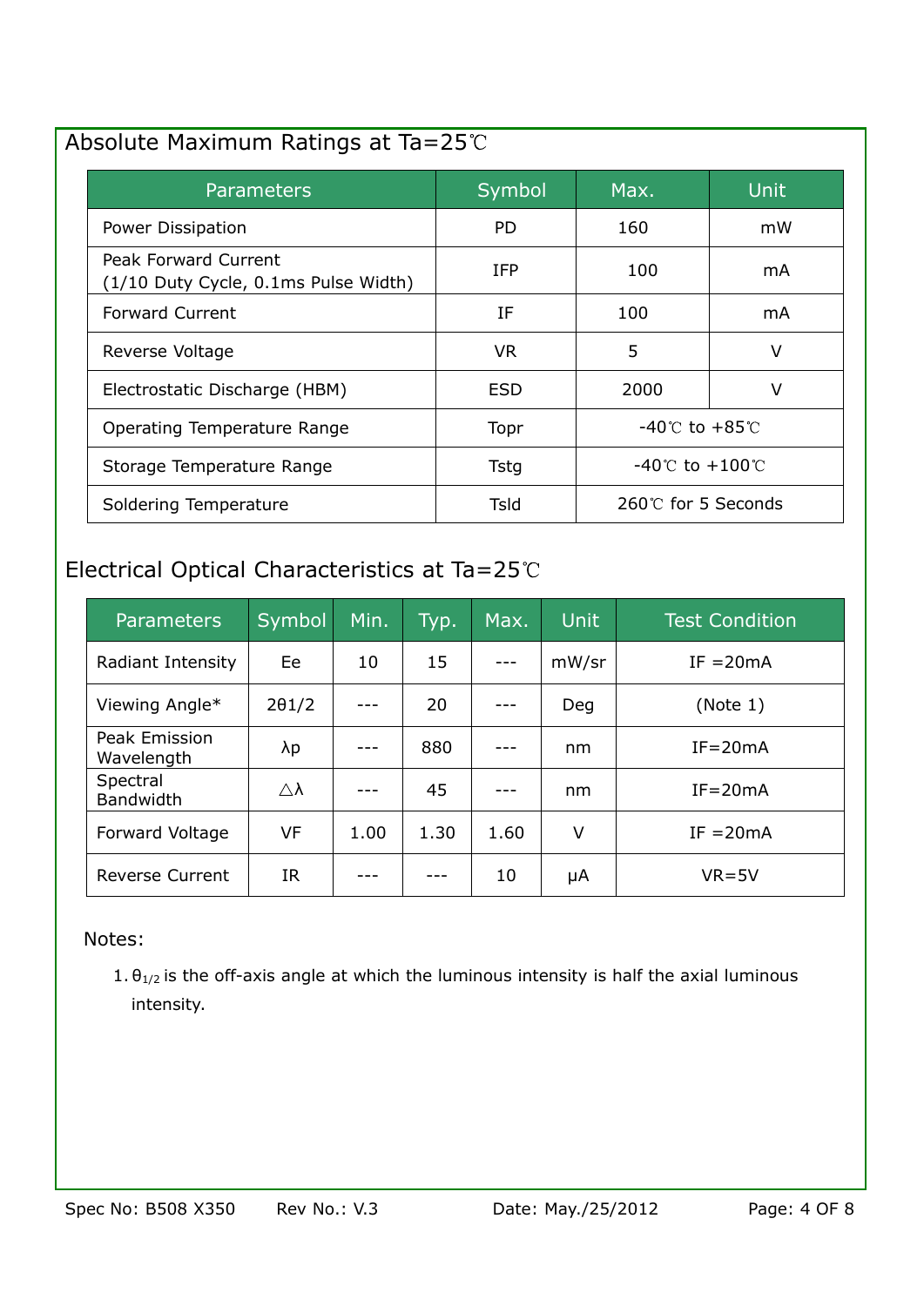## Absolute Maximum Ratings at Ta=25℃

| Parameters | Symbol | Max. | Unit |
|---|---|---|---|
| Power Dissipation | PD | 160 | mW |
| Peak Forward Current (1/10 Duty Cycle, 0.1ms Pulse Width) | IFP | 100 | mA |
| Forward Current | IF | 100 | mA |
| Reverse Voltage | VR | 5 | V |
| Electrostatic Discharge (HBM) | ESD | 2000 | V |
| Operating Temperature Range | Topr | -40℃ to +85℃ | |
| Storage Temperature Range | Tstg | -40℃ to +100℃ | |
| Soldering Temperature | Tsld | 260℃ for 5 Seconds | |

## Electrical Optical Characteristics at Ta=25℃

| Parameters | Symbol | Min. | Typ. | Max. | Unit | Test Condition |
|---|---|---|---|---|---|---|
| Radiant Intensity | Ee | 10 | 15 | --- | mW/sr | IF =20mA |
| Viewing Angle* | 2θ1/2 | --- | 20 | --- | Deg | (Note 1) |
| Peak Emission Wavelength | λp | --- | 880 | --- | nm | IF=20mA |
| Spectral Bandwidth | △λ | --- | 45 | --- | nm | IF=20mA |
| Forward Voltage | VF | 1.00 | 1.30 | 1.60 | V | IF =20mA |
| Reverse Current | IR | --- | --- | 10 | μA | VR=5V |

Notes:

1. $\theta_{1/2}$ is the off-axis angle at which the luminous intensity is half the axial luminous intensity.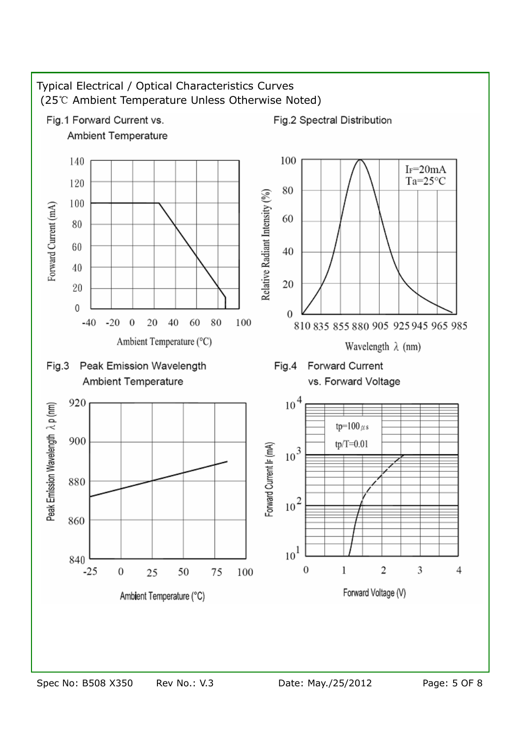Typical Electrical / Optical Characteristics Curves
(25℃ Ambient Temperature Unless Otherwise Noted)

Fig.1 Forward Current vs. Ambient Temperature

Forward Current (mA): 0, 20, 40, 60, 80, 100, 120, 140

Ambient Temperature (°C): -40, -20, 0, 20, 40, 60, 80, 100

Fig.2 Spectral Distribution

$I_F$=20mA
Ta=25°C

Relative Radiant Intensity (%): 0, 20, 40, 60, 80, 100

Wavelength λ (nm): 810, 835, 855, 880, 905, 925, 945, 965, 985

Fig.3 Peak Emission Wavelength Ambient Temperature

Peak Emission Wavelength λp (nm): 840, 860, 880, 900, 920

Ambient Temperature (°C): -25, 0, 25, 50, 75, 100

Fig.4 Forward Current vs. Forward Voltage

tp=100μs
tp/T=0.01

Forward Current $I_F$ (mA): $10^1$, $10^2$, $10^3$, $10^4$

Forward Voltage (V): 0, 1, 2, 3, 4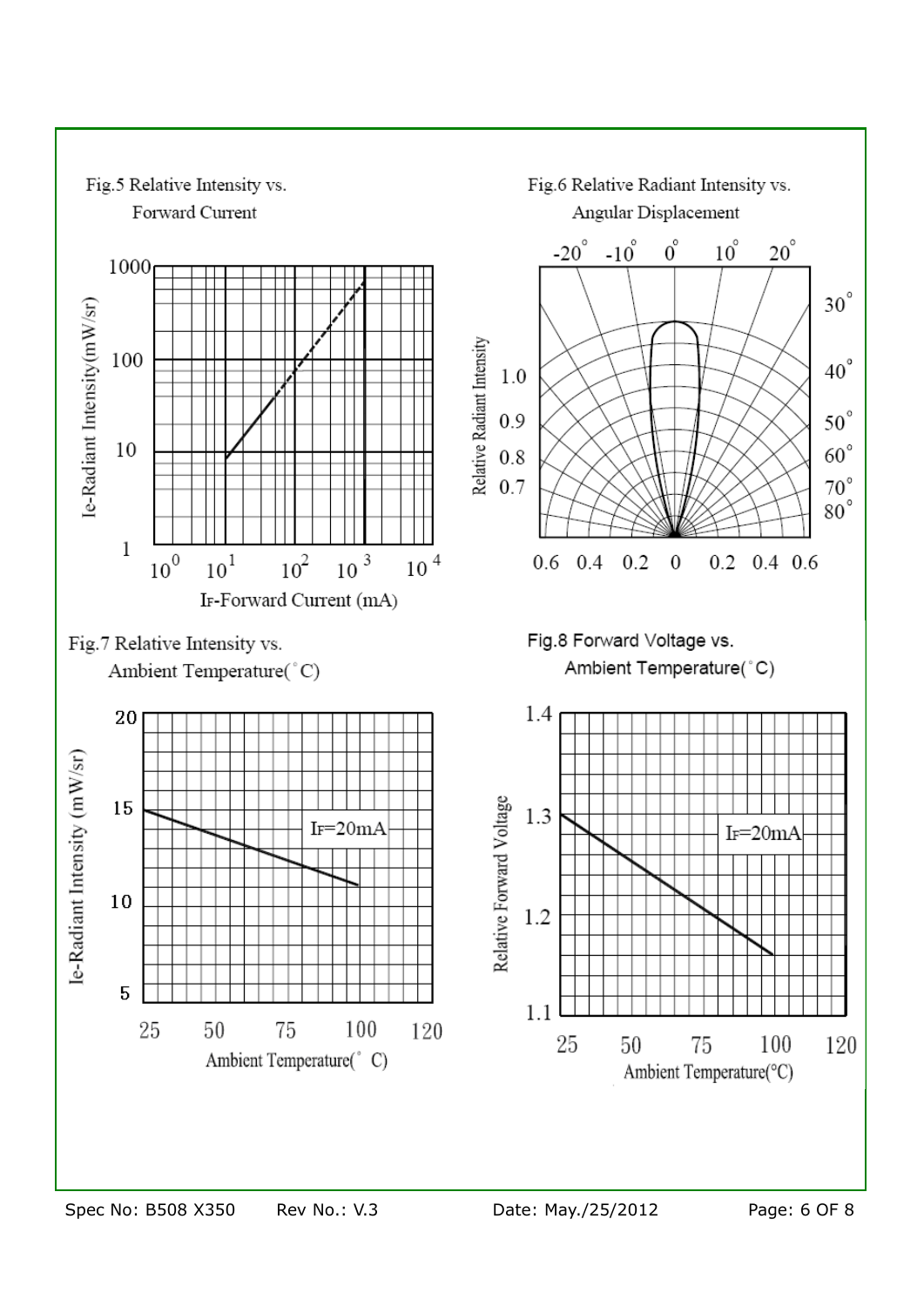Fig.5 Relative Intensity vs. Forward Current

Ie-Radiant Intensity(mW/sr)

1000

100

10

1

$10^0$ $10^1$ $10^2$ $10^3$ $10^4$

IF-Forward Current (mA)

Fig.6 Relative Radiant Intensity vs. Angular Displacement

-20° -10° 0° 10° 20°

30°

40°

50°

60°

70°

80°

Relative Radiant Intensity

1.0

0.9

0.8

0.7

0.6 0.4 0.2 0 0.2 0.4 0.6

Fig.7 Relative Intensity vs. Ambient Temperature(°C)

Ie-Radiant Intensity (mW/sr)

20

15

10

5

IF=20mA

25 50 75 100 120

Ambient Temperature(°C)

Fig.8 Forward Voltage vs. Ambient Temperature(°C)

Relative Forward Voltage

1.4

1.3

1.2

1.1

IF=20mA

25 50 75 100 120

Ambient Temperature(°C)

Spec No: B508 X350 Rev No.: V.3 Date: May./25/2012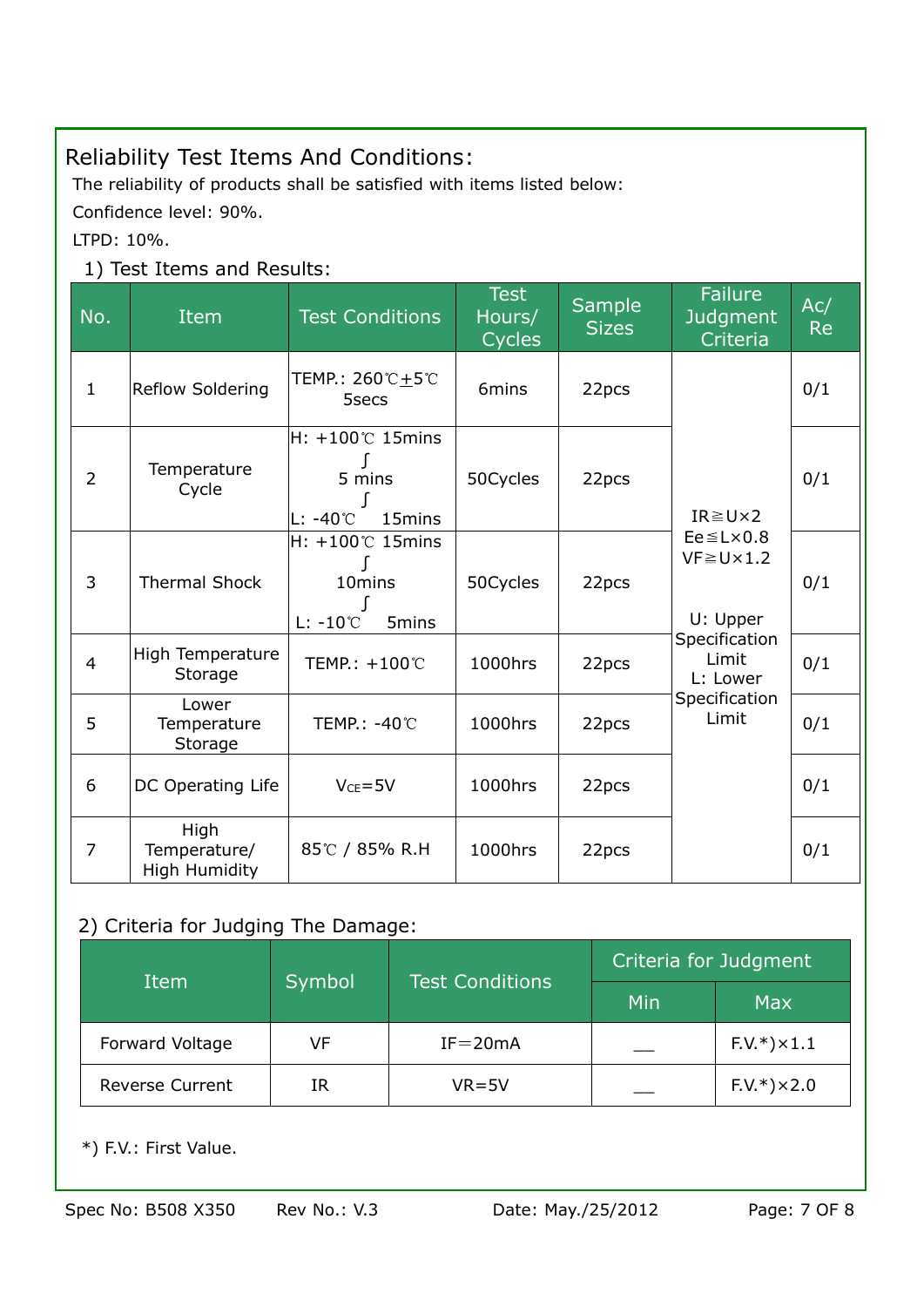## Reliability Test Items And Conditions:

The reliability of products shall be satisfied with items listed below:

Confidence level: 90%.

LTPD: 10%.

### 1) Test Items and Results:

| No. | Item | Test Conditions | Test Hours/ Cycles | Sample Sizes | Failure Judgment Criteria | Ac/ Re |
|---|---|---|---|---|---|---|
| 1 | Reflow Soldering | TEMP.: 260℃±5℃ 5secs | 6mins | 22pcs | IR≧U×2<br>Ee≦L×0.8<br>VF≧U×1.2<br><br>U: Upper Specification Limit<br>L: Lower Specification Limit | 0/1 |
| 2 | Temperature Cycle | H: +100℃ 15mins<br>∫<br>5 mins<br>∫<br>L: -40℃ 15mins | 50Cycles | 22pcs | | 0/1 |
| 3 | Thermal Shock | H: +100℃ 15mins<br>∫<br>10mins<br>∫<br>L: -10℃ 5mins | 50Cycles | 22pcs | | 0/1 |
| 4 | High Temperature Storage | TEMP.: +100℃ | 1000hrs | 22pcs | | 0/1 |
| 5 | Lower Temperature Storage | TEMP.: -40℃ | 1000hrs | 22pcs | | 0/1 |
| 6 | DC Operating Life | $V_{CE}$=5V | 1000hrs | 22pcs | | 0/1 |
| 7 | High Temperature/ High Humidity | 85℃ / 85% R.H | 1000hrs | 22pcs | | 0/1 |

### 2) Criteria for Judging The Damage:

| Item | Symbol | Test Conditions | Criteria for Judgment | |
|---|---|---|---|---|
| | | | Min | Max |
| Forward Voltage | VF | IF=20mA | __ | F.V.*)×1.1 |
| Reverse Current | IR | VR=5V | __ | F.V.*)×2.0 |

*) F.V.: First Value.

Spec No: B508 X350 Rev No.: V.3 Date: May./25/2012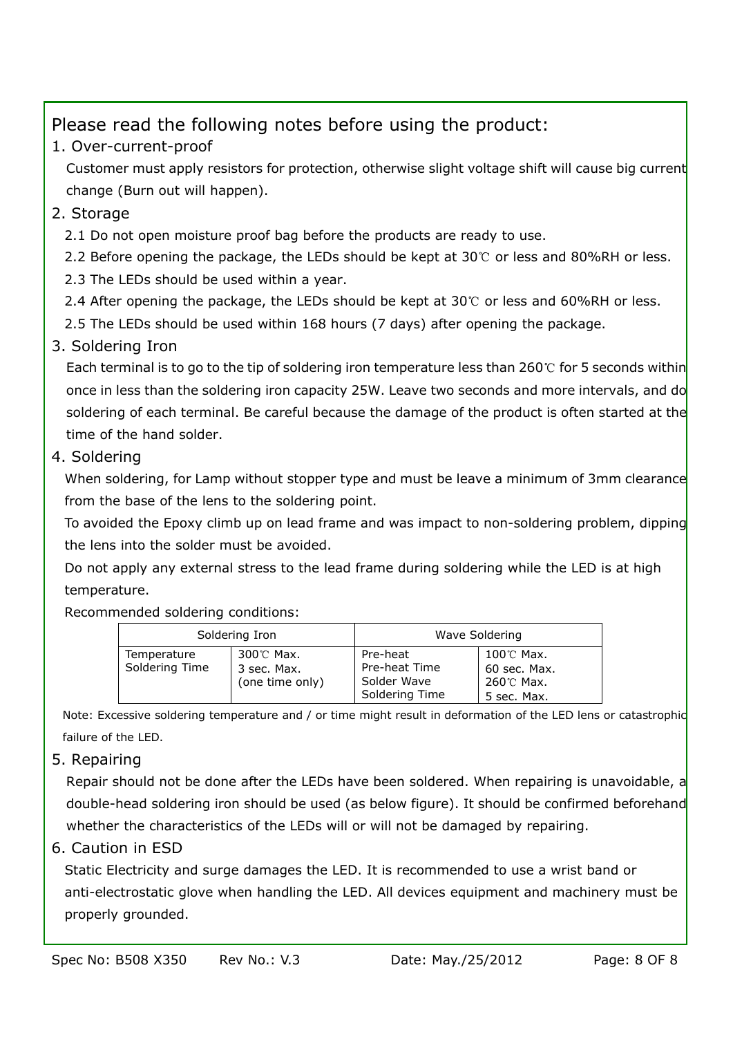## Please read the following notes before using the product:

### 1. Over-current-proof

Customer must apply resistors for protection, otherwise slight voltage shift will cause big current change (Burn out will happen).

### 2. Storage

2.1 Do not open moisture proof bag before the products are ready to use.

2.2 Before opening the package, the LEDs should be kept at 30℃ or less and 80%RH or less.

2.3 The LEDs should be used within a year.

2.4 After opening the package, the LEDs should be kept at 30℃ or less and 60%RH or less.

2.5 The LEDs should be used within 168 hours (7 days) after opening the package.

### 3. Soldering Iron

Each terminal is to go to the tip of soldering iron temperature less than 260℃ for 5 seconds within once in less than the soldering iron capacity 25W. Leave two seconds and more intervals, and do soldering of each terminal. Be careful because the damage of the product is often started at the time of the hand solder.

### 4. Soldering

When soldering, for Lamp without stopper type and must be leave a minimum of 3mm clearance from the base of the lens to the soldering point.

To avoided the Epoxy climb up on lead frame and was impact to non-soldering problem, dipping the lens into the solder must be avoided.

Do not apply any external stress to the lead frame during soldering while the LED is at high temperature.

Recommended soldering conditions:

| Soldering Iron | | Wave Soldering | |
|---|---|---|---|
| Temperature<br>Soldering Time | 300℃ Max.<br>3 sec. Max.<br>(one time only) | Pre-heat<br>Pre-heat Time<br>Solder Wave<br>Soldering Time | 100℃ Max.<br>60 sec. Max.<br>260℃ Max.<br>5 sec. Max. |

Note: Excessive soldering temperature and / or time might result in deformation of the LED lens or catastrophic failure of the LED.

### 5. Repairing

Repair should not be done after the LEDs have been soldered. When repairing is unavoidable, a double-head soldering iron should be used (as below figure). It should be confirmed beforehand whether the characteristics of the LEDs will or will not be damaged by repairing.

### 6. Caution in ESD

Static Electricity and surge damages the LED. It is recommended to use a wrist band or anti-electrostatic glove when handling the LED. All devices equipment and machinery must be properly grounded.

Spec No: B508 X350 Rev No.: V.3 Date: May./25/2012